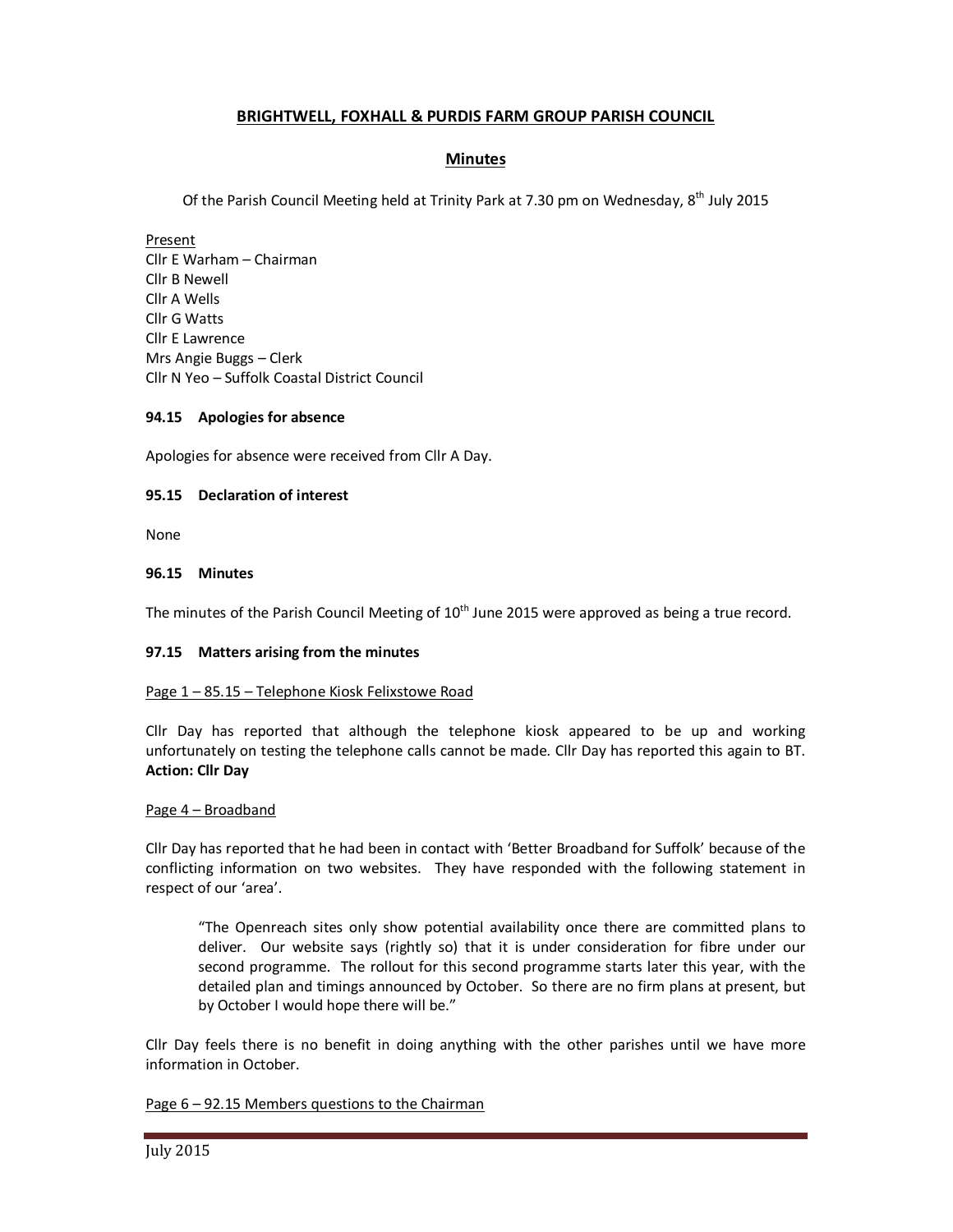# BRIGHTWELL, FOXHALL & PURDIS FARM GROUP PARISH COUNCIL

## Minutes

Of the Parish Council Meeting held at Trinity Park at 7.30 pm on Wednesday, 8th July 2015

Present
Cllr E Warham – Chairman
Cllr B Newell
Cllr A Wells
Cllr G Watts
Cllr E Lawrence
Mrs Angie Buggs – Clerk
Cllr N Yeo – Suffolk Coastal District Council

**94.15 Apologies for absence**

Apologies for absence were received from Cllr A Day.

**95.15 Declaration of interest**

None

**96.15 Minutes**

The minutes of the Parish Council Meeting of 10th June 2015 were approved as being a true record.

**97.15 Matters arising from the minutes**

Page 1 – 85.15 – Telephone Kiosk Felixstowe Road

Cllr Day has reported that although the telephone kiosk appeared to be up and working unfortunately on testing the telephone calls cannot be made. Cllr Day has reported this again to BT. **Action: Cllr Day**

Page 4 – Broadband

Cllr Day has reported that he had been in contact with 'Better Broadband for Suffolk' because of the conflicting information on two websites. They have responded with the following statement in respect of our 'area'.

> "The Openreach sites only show potential availability once there are committed plans to deliver. Our website says (rightly so) that it is under consideration for fibre under our second programme. The rollout for this second programme starts later this year, with the detailed plan and timings announced by October. So there are no firm plans at present, but by October I would hope there will be."

Cllr Day feels there is no benefit in doing anything with the other parishes until we have more information in October.

Page 6 – 92.15 Members questions to the Chairman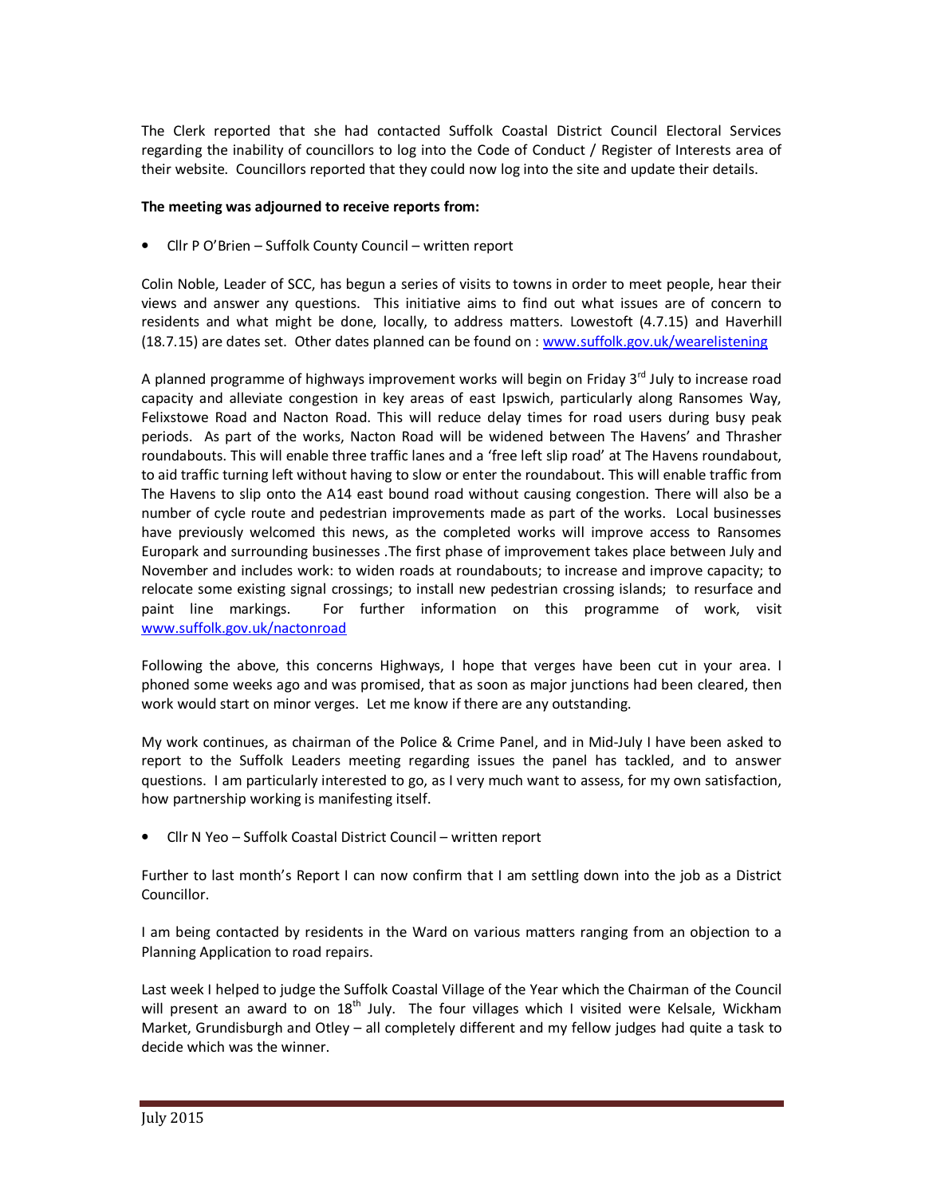The Clerk reported that she had contacted Suffolk Coastal District Council Electoral Services regarding the inability of councillors to log into the Code of Conduct / Register of Interests area of their website. Councillors reported that they could now log into the site and update their details.

**The meeting was adjourned to receive reports from:**

- Cllr P O'Brien – Suffolk County Council – written report

Colin Noble, Leader of SCC, has begun a series of visits to towns in order to meet people, hear their views and answer any questions. This initiative aims to find out what issues are of concern to residents and what might be done, locally, to address matters. Lowestoft (4.7.15) and Haverhill (18.7.15) are dates set. Other dates planned can be found on : www.suffolk.gov.uk/wearelistening

A planned programme of highways improvement works will begin on Friday 3rd July to increase road capacity and alleviate congestion in key areas of east Ipswich, particularly along Ransomes Way, Felixstowe Road and Nacton Road. This will reduce delay times for road users during busy peak periods. As part of the works, Nacton Road will be widened between The Havens' and Thrasher roundabouts. This will enable three traffic lanes and a 'free left slip road' at The Havens roundabout, to aid traffic turning left without having to slow or enter the roundabout. This will enable traffic from The Havens to slip onto the A14 east bound road without causing congestion. There will also be a number of cycle route and pedestrian improvements made as part of the works. Local businesses have previously welcomed this news, as the completed works will improve access to Ransomes Europark and surrounding businesses .The first phase of improvement takes place between July and November and includes work: to widen roads at roundabouts; to increase and improve capacity; to relocate some existing signal crossings; to install new pedestrian crossing islands; to resurface and paint line markings. For further information on this programme of work, visit www.suffolk.gov.uk/nactonroad

Following the above, this concerns Highways, I hope that verges have been cut in your area. I phoned some weeks ago and was promised, that as soon as major junctions had been cleared, then work would start on minor verges. Let me know if there are any outstanding.

My work continues, as chairman of the Police & Crime Panel, and in Mid-July I have been asked to report to the Suffolk Leaders meeting regarding issues the panel has tackled, and to answer questions. I am particularly interested to go, as I very much want to assess, for my own satisfaction, how partnership working is manifesting itself.

- Cllr N Yeo – Suffolk Coastal District Council – written report

Further to last month's Report I can now confirm that I am settling down into the job as a District Councillor.

I am being contacted by residents in the Ward on various matters ranging from an objection to a Planning Application to road repairs.

Last week I helped to judge the Suffolk Coastal Village of the Year which the Chairman of the Council will present an award to on 18th July. The four villages which I visited were Kelsale, Wickham Market, Grundisburgh and Otley – all completely different and my fellow judges had quite a task to decide which was the winner.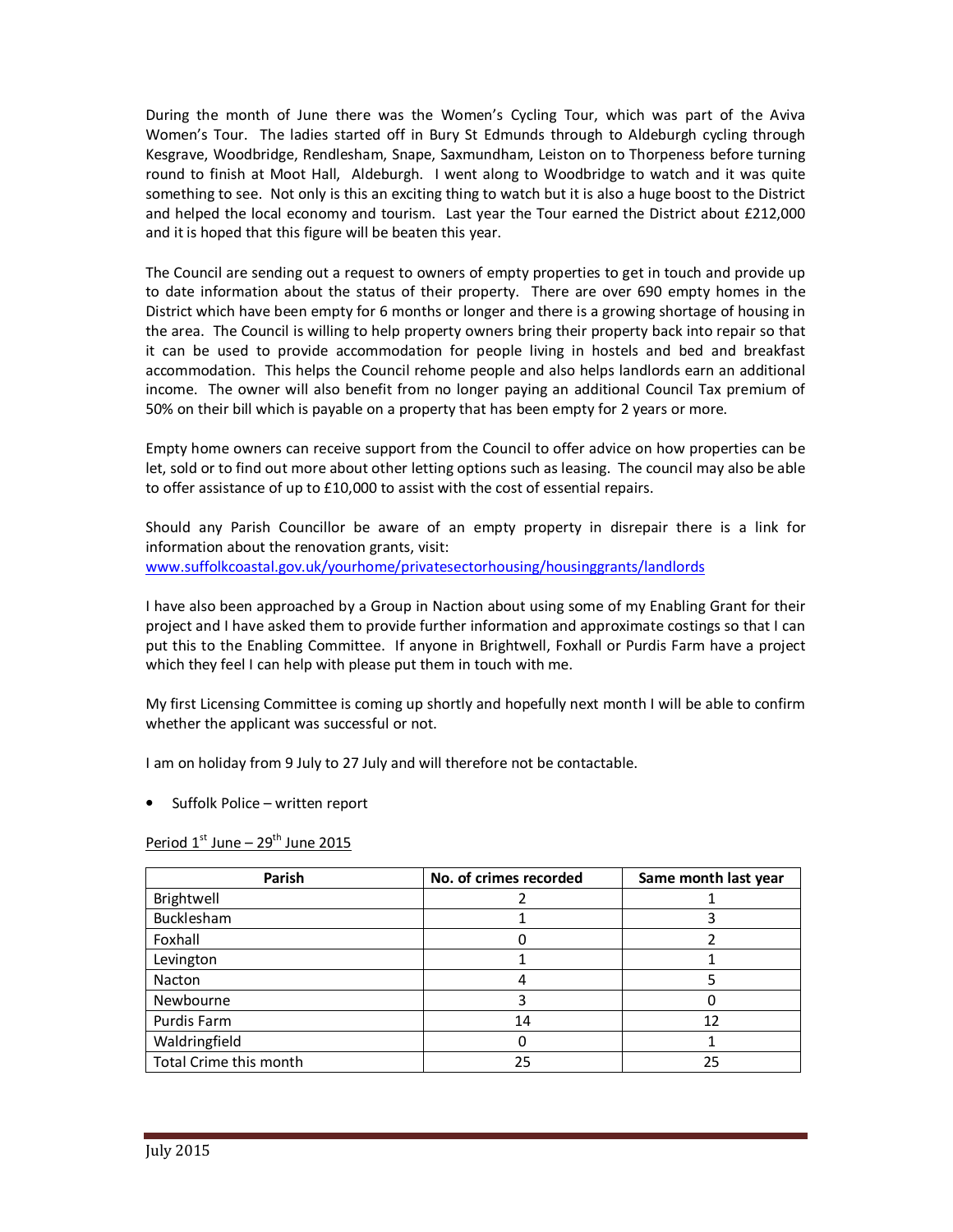During the month of June there was the Women's Cycling Tour, which was part of the Aviva Women's Tour. The ladies started off in Bury St Edmunds through to Aldeburgh cycling through Kesgrave, Woodbridge, Rendlesham, Snape, Saxmundham, Leiston on to Thorpeness before turning round to finish at Moot Hall, Aldeburgh. I went along to Woodbridge to watch and it was quite something to see. Not only is this an exciting thing to watch but it is also a huge boost to the District and helped the local economy and tourism. Last year the Tour earned the District about £212,000 and it is hoped that this figure will be beaten this year.

The Council are sending out a request to owners of empty properties to get in touch and provide up to date information about the status of their property. There are over 690 empty homes in the District which have been empty for 6 months or longer and there is a growing shortage of housing in the area. The Council is willing to help property owners bring their property back into repair so that it can be used to provide accommodation for people living in hostels and bed and breakfast accommodation. This helps the Council rehome people and also helps landlords earn an additional income. The owner will also benefit from no longer paying an additional Council Tax premium of 50% on their bill which is payable on a property that has been empty for 2 years or more.

Empty home owners can receive support from the Council to offer advice on how properties can be let, sold or to find out more about other letting options such as leasing. The council may also be able to offer assistance of up to £10,000 to assist with the cost of essential repairs.

Should any Parish Councillor be aware of an empty property in disrepair there is a link for information about the renovation grants, visit:
www.suffolkcoastal.gov.uk/yourhome/privatesectorhousing/housinggrants/landlords

I have also been approached by a Group in Nacton about using some of my Enabling Grant for their project and I have asked them to provide further information and approximate costings so that I can put this to the Enabling Committee. If anyone in Brightwell, Foxhall or Purdis Farm have a project which they feel I can help with please put them in touch with me.

My first Licensing Committee is coming up shortly and hopefully next month I will be able to confirm whether the applicant was successful or not.

I am on holiday from 9 July to 27 July and will therefore not be contactable.

- Suffolk Police – written report

Period 1st June – 29th June 2015

| Parish | No. of crimes recorded | Same month last year |
|---|---|---|
| Brightwell | 2 | 1 |
| Bucklesham | 1 | 3 |
| Foxhall | 0 | 2 |
| Levington | 1 | 1 |
| Nacton | 4 | 5 |
| Newbourne | 3 | 0 |
| Purdis Farm | 14 | 12 |
| Waldringfield | 0 | 1 |
| Total Crime this month | 25 | 25 |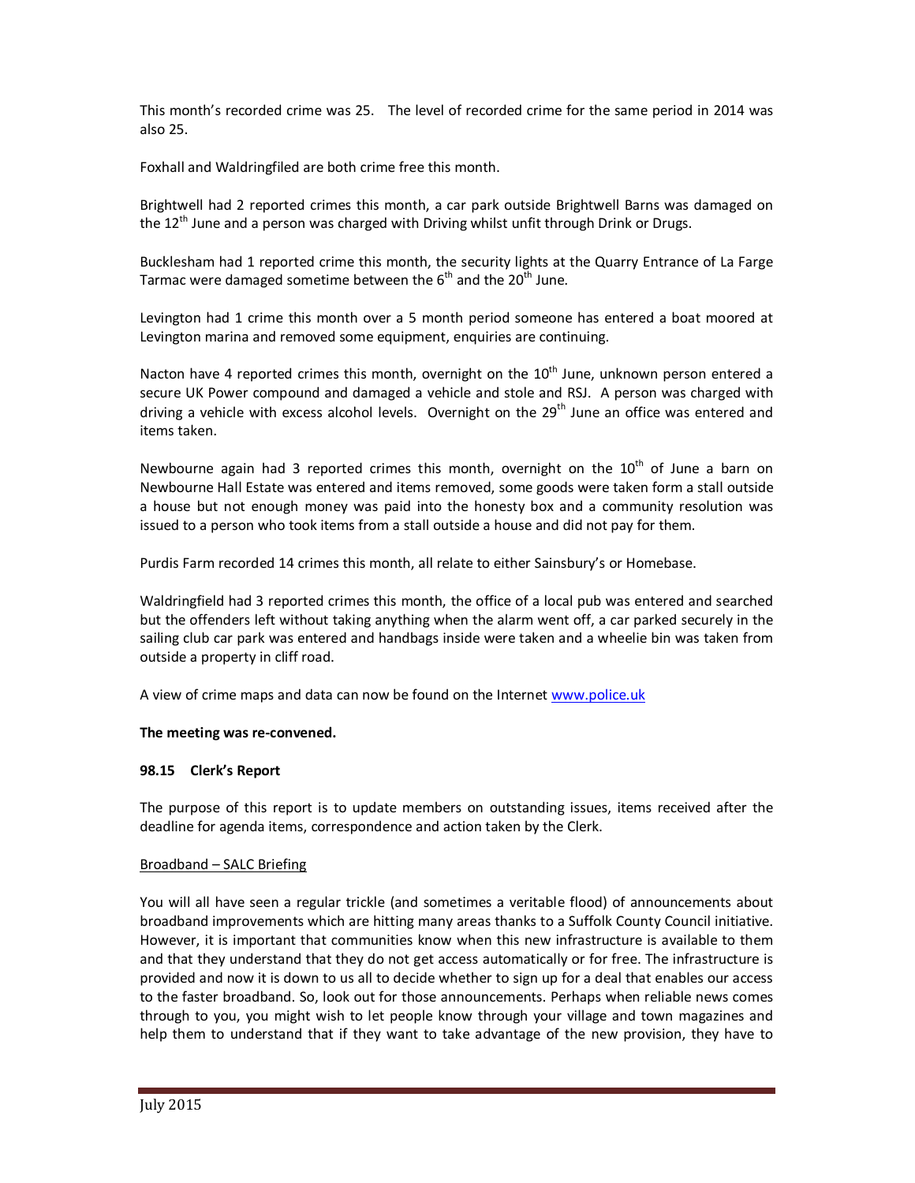This month's recorded crime was 25. The level of recorded crime for the same period in 2014 was also 25.

Foxhall and Waldringfiled are both crime free this month.

Brightwell had 2 reported crimes this month, a car park outside Brightwell Barns was damaged on the 12th June and a person was charged with Driving whilst unfit through Drink or Drugs.

Bucklesham had 1 reported crime this month, the security lights at the Quarry Entrance of La Farge Tarmac were damaged sometime between the 6th and the 20th June.

Levington had 1 crime this month over a 5 month period someone has entered a boat moored at Levington marina and removed some equipment, enquiries are continuing.

Nacton have 4 reported crimes this month, overnight on the 10th June, unknown person entered a secure UK Power compound and damaged a vehicle and stole and RSJ. A person was charged with driving a vehicle with excess alcohol levels. Overnight on the 29th June an office was entered and items taken.

Newbourne again had 3 reported crimes this month, overnight on the 10th of June a barn on Newbourne Hall Estate was entered and items removed, some goods were taken form a stall outside a house but not enough money was paid into the honesty box and a community resolution was issued to a person who took items from a stall outside a house and did not pay for them.

Purdis Farm recorded 14 crimes this month, all relate to either Sainsbury's or Homebase.

Waldringfield had 3 reported crimes this month, the office of a local pub was entered and searched but the offenders left without taking anything when the alarm went off, a car parked securely in the sailing club car park was entered and handbags inside were taken and a wheelie bin was taken from outside a property in cliff road.

A view of crime maps and data can now be found on the Internet www.police.uk

**The meeting was re-convened.**

**98.15 Clerk's Report**

The purpose of this report is to update members on outstanding issues, items received after the deadline for agenda items, correspondence and action taken by the Clerk.

Broadband – SALC Briefing

You will all have seen a regular trickle (and sometimes a veritable flood) of announcements about broadband improvements which are hitting many areas thanks to a Suffolk County Council initiative. However, it is important that communities know when this new infrastructure is available to them and that they understand that they do not get access automatically or for free. The infrastructure is provided and now it is down to us all to decide whether to sign up for a deal that enables our access to the faster broadband. So, look out for those announcements. Perhaps when reliable news comes through to you, you might wish to let people know through your village and town magazines and help them to understand that if they want to take advantage of the new provision, they have to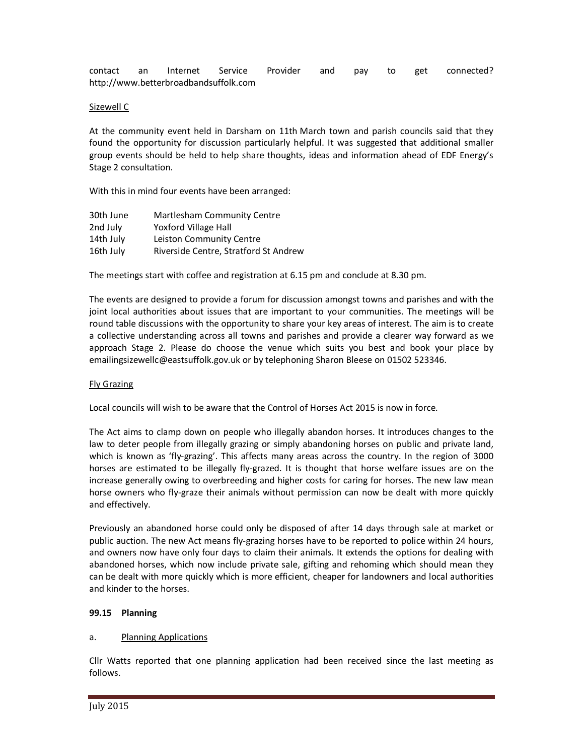contact an Internet Service Provider and pay to get connected? http://www.betterbroadbandsuffolk.com

Sizewell C

At the community event held in Darsham on 11th March town and parish councils said that they found the opportunity for discussion particularly helpful. It was suggested that additional smaller group events should be held to help share thoughts, ideas and information ahead of EDF Energy's Stage 2 consultation.

With this in mind four events have been arranged:

| | |
|---|---|
| 30th June | Martlesham Community Centre |
| 2nd July | Yoxford Village Hall |
| 14th July | Leiston Community Centre |
| 16th July | Riverside Centre, Stratford St Andrew |

The meetings start with coffee and registration at 6.15 pm and conclude at 8.30 pm.

The events are designed to provide a forum for discussion amongst towns and parishes and with the joint local authorities about issues that are important to your communities. The meetings will be round table discussions with the opportunity to share your key areas of interest. The aim is to create a collective understanding across all towns and parishes and provide a clearer way forward as we approach Stage 2. Please do choose the venue which suits you best and book your place by emailingsizewellc@eastsuffolk.gov.uk or by telephoning Sharon Bleese on 01502 523346.

Fly Grazing

Local councils will wish to be aware that the Control of Horses Act 2015 is now in force.

The Act aims to clamp down on people who illegally abandon horses. It introduces changes to the law to deter people from illegally grazing or simply abandoning horses on public and private land, which is known as 'fly-grazing'. This affects many areas across the country. In the region of 3000 horses are estimated to be illegally fly-grazed. It is thought that horse welfare issues are on the increase generally owing to overbreeding and higher costs for caring for horses. The new law mean horse owners who fly-graze their animals without permission can now be dealt with more quickly and effectively.

Previously an abandoned horse could only be disposed of after 14 days through sale at market or public auction. The new Act means fly-grazing horses have to be reported to police within 24 hours, and owners now have only four days to claim their animals. It extends the options for dealing with abandoned horses, which now include private sale, gifting and rehoming which should mean they can be dealt with more quickly which is more efficient, cheaper for landowners and local authorities and kinder to the horses.

**99.15 Planning**

a. Planning Applications

Cllr Watts reported that one planning application had been received since the last meeting as follows.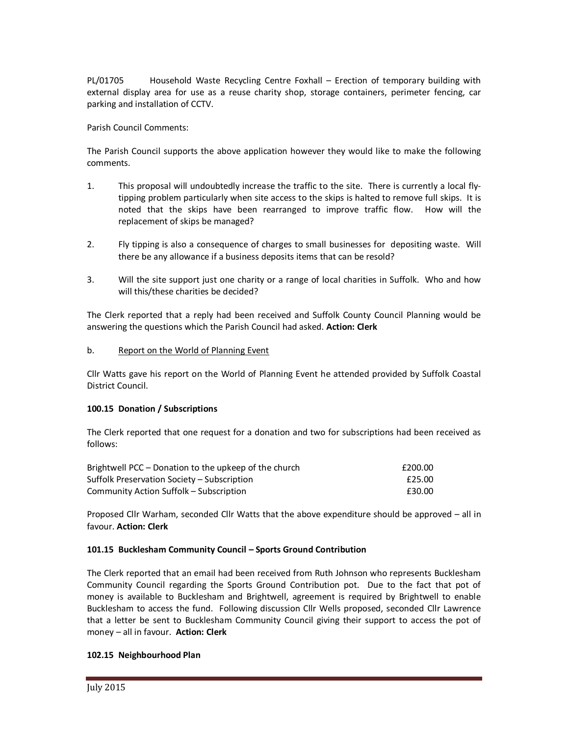PL/01705 Household Waste Recycling Centre Foxhall – Erection of temporary building with external display area for use as a reuse charity shop, storage containers, perimeter fencing, car parking and installation of CCTV.

Parish Council Comments:

The Parish Council supports the above application however they would like to make the following comments.

1. This proposal will undoubtedly increase the traffic to the site. There is currently a local fly-tipping problem particularly when site access to the skips is halted to remove full skips. It is noted that the skips have been rearranged to improve traffic flow. How will the replacement of skips be managed?

2. Fly tipping is also a consequence of charges to small businesses for depositing waste. Will there be any allowance if a business deposits items that can be resold?

3. Will the site support just one charity or a range of local charities in Suffolk. Who and how will this/these charities be decided?

The Clerk reported that a reply had been received and Suffolk County Council Planning would be answering the questions which the Parish Council had asked. **Action: Clerk**

b. Report on the World of Planning Event

Cllr Watts gave his report on the World of Planning Event he attended provided by Suffolk Coastal District Council.

**100.15 Donation / Subscriptions**

The Clerk reported that one request for a donation and two for subscriptions had been received as follows:

| | |
|---|---|
| Brightwell PCC – Donation to the upkeep of the church | £200.00 |
| Suffolk Preservation Society – Subscription | £25.00 |
| Community Action Suffolk – Subscription | £30.00 |

Proposed Cllr Warham, seconded Cllr Watts that the above expenditure should be approved – all in favour. **Action: Clerk**

**101.15 Bucklesham Community Council – Sports Ground Contribution**

The Clerk reported that an email had been received from Ruth Johnson who represents Bucklesham Community Council regarding the Sports Ground Contribution pot. Due to the fact that pot of money is available to Bucklesham and Brightwell, agreement is required by Brightwell to enable Bucklesham to access the fund. Following discussion Cllr Wells proposed, seconded Cllr Lawrence that a letter be sent to Bucklesham Community Council giving their support to access the pot of money – all in favour. **Action: Clerk**

**102.15 Neighbourhood Plan**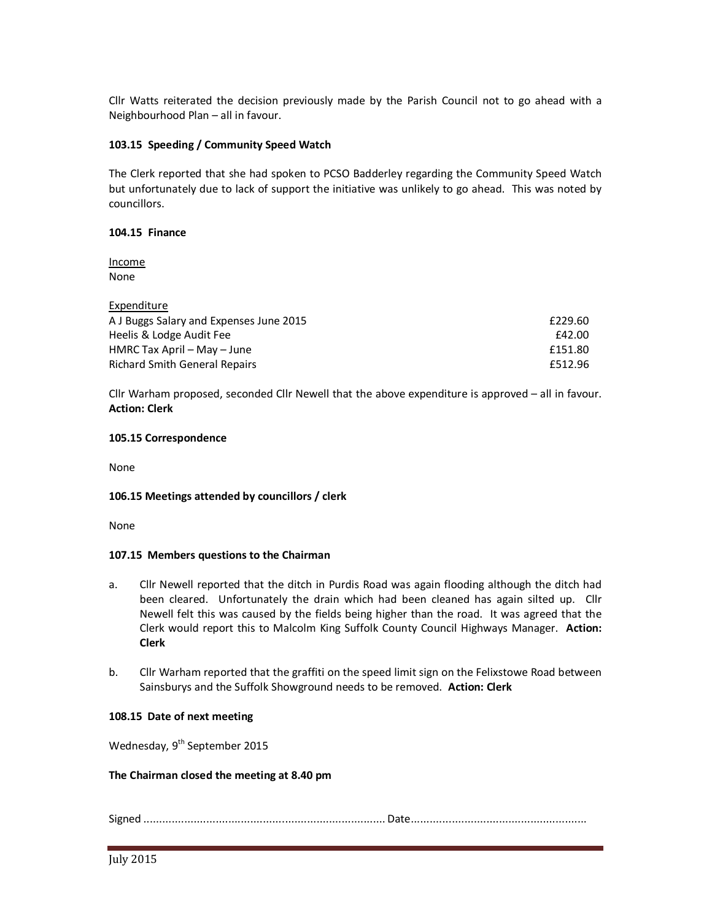Cllr Watts reiterated the decision previously made by the Parish Council not to go ahead with a Neighbourhood Plan – all in favour.

**103.15 Speeding / Community Speed Watch**

The Clerk reported that she had spoken to PCSO Badderley regarding the Community Speed Watch but unfortunately due to lack of support the initiative was unlikely to go ahead. This was noted by councillors.

**104.15 Finance**

Income
None

Expenditure

| | |
|---|---|
| A J Buggs Salary and Expenses June 2015 | £229.60 |
| Heelis & Lodge Audit Fee | £42.00 |
| HMRC Tax April – May – June | £151.80 |
| Richard Smith General Repairs | £512.96 |

Cllr Warham proposed, seconded Cllr Newell that the above expenditure is approved – all in favour. **Action: Clerk**

**105.15 Correspondence**

None

**106.15 Meetings attended by councillors / clerk**

None

**107.15 Members questions to the Chairman**

a. Cllr Newell reported that the ditch in Purdis Road was again flooding although the ditch had been cleared. Unfortunately the drain which had been cleaned has again silted up. Cllr Newell felt this was caused by the fields being higher than the road. It was agreed that the Clerk would report this to Malcolm King Suffolk County Council Highways Manager. **Action: Clerk**

b. Cllr Warham reported that the graffiti on the speed limit sign on the Felixstowe Road between Sainsburys and the Suffolk Showground needs to be removed. **Action: Clerk**

**108.15 Date of next meeting**

Wednesday, 9th September 2015

**The Chairman closed the meeting at 8.40 pm**

Signed ............................................................................ Date.......................................................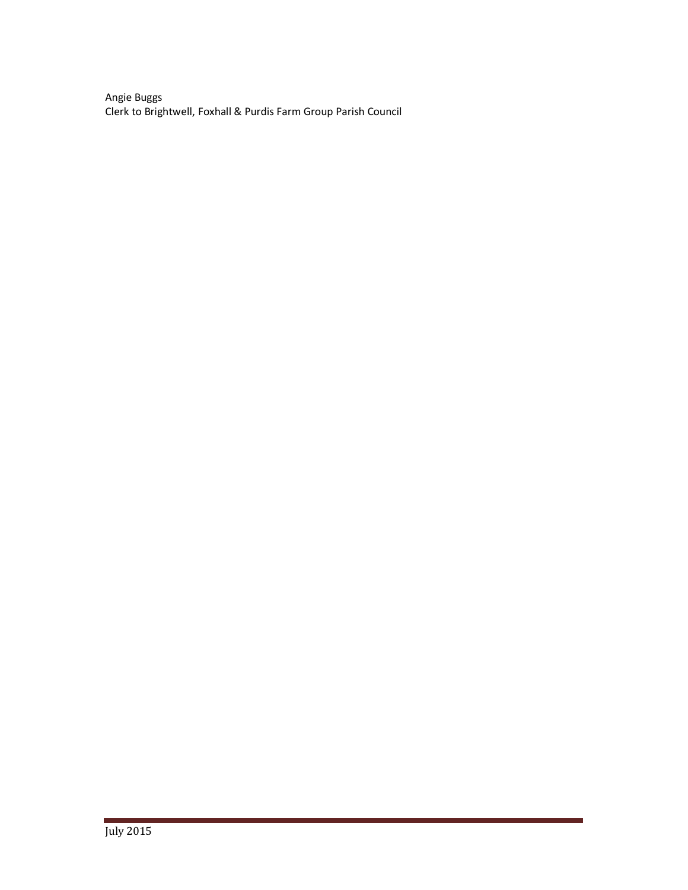Angie Buggs
Clerk to Brightwell, Foxhall & Purdis Farm Group Parish Council